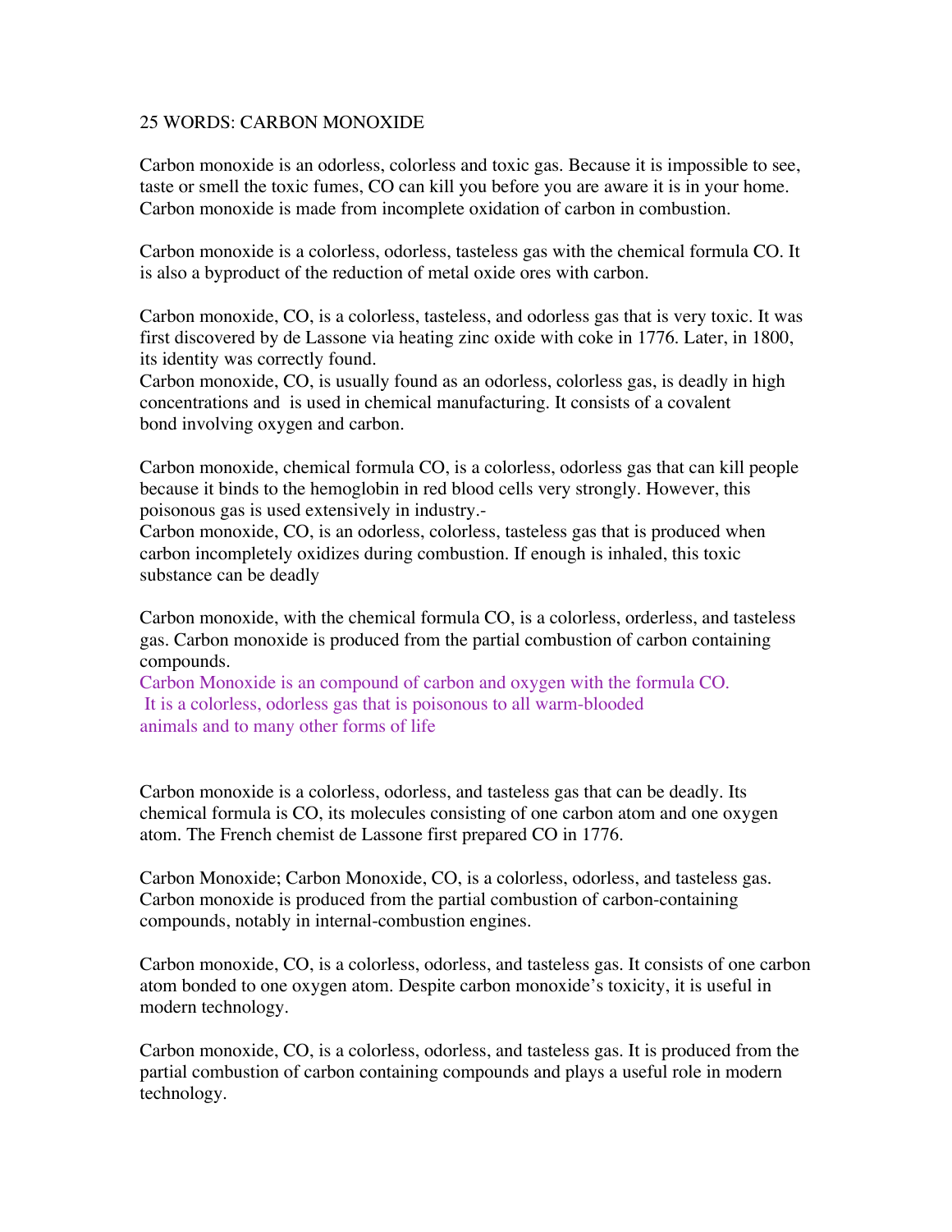25 WORDS: CARBON MONOXIDE

Carbon monoxide is an odorless, colorless and toxic gas. Because it is impossible to see, taste or smell the toxic fumes, CO can kill you before you are aware it is in your home. Carbon monoxide is made from incomplete oxidation of carbon in combustion.

Carbon monoxide is a colorless, odorless, tasteless gas with the chemical formula CO. It is also a byproduct of the reduction of metal oxide ores with carbon.

Carbon monoxide, CO, is a colorless, tasteless, and odorless gas that is very toxic. It was first discovered by de Lassone via heating zinc oxide with coke in 1776. Later, in 1800, its identity was correctly found.
Carbon monoxide, CO, is usually found as an odorless, colorless gas, is deadly in high concentrations and is used in chemical manufacturing. It consists of a covalent bond involving oxygen and carbon.

Carbon monoxide, chemical formula CO, is a colorless, odorless gas that can kill people because it binds to the hemoglobin in red blood cells very strongly. However, this poisonous gas is used extensively in industry.-
Carbon monoxide, CO, is an odorless, colorless, tasteless gas that is produced when carbon incompletely oxidizes during combustion. If enough is inhaled, this toxic substance can be deadly

Carbon monoxide, with the chemical formula CO, is a colorless, orderless, and tasteless gas. Carbon monoxide is produced from the partial combustion of carbon containing compounds.
Carbon Monoxide is an compound of carbon and oxygen with the formula CO.
It is a colorless, odorless gas that is poisonous to all warm-blooded animals and to many other forms of life

Carbon monoxide is a colorless, odorless, and tasteless gas that can be deadly. Its chemical formula is CO, its molecules consisting of one carbon atom and one oxygen atom. The French chemist de Lassone first prepared CO in 1776.

Carbon Monoxide; Carbon Monoxide, CO, is a colorless, odorless, and tasteless gas. Carbon monoxide is produced from the partial combustion of carbon-containing compounds, notably in internal-combustion engines.

Carbon monoxide, CO, is a colorless, odorless, and tasteless gas. It consists of one carbon atom bonded to one oxygen atom. Despite carbon monoxide's toxicity, it is useful in modern technology.

Carbon monoxide, CO, is a colorless, odorless, and tasteless gas. It is produced from the partial combustion of carbon containing compounds and plays a useful role in modern technology.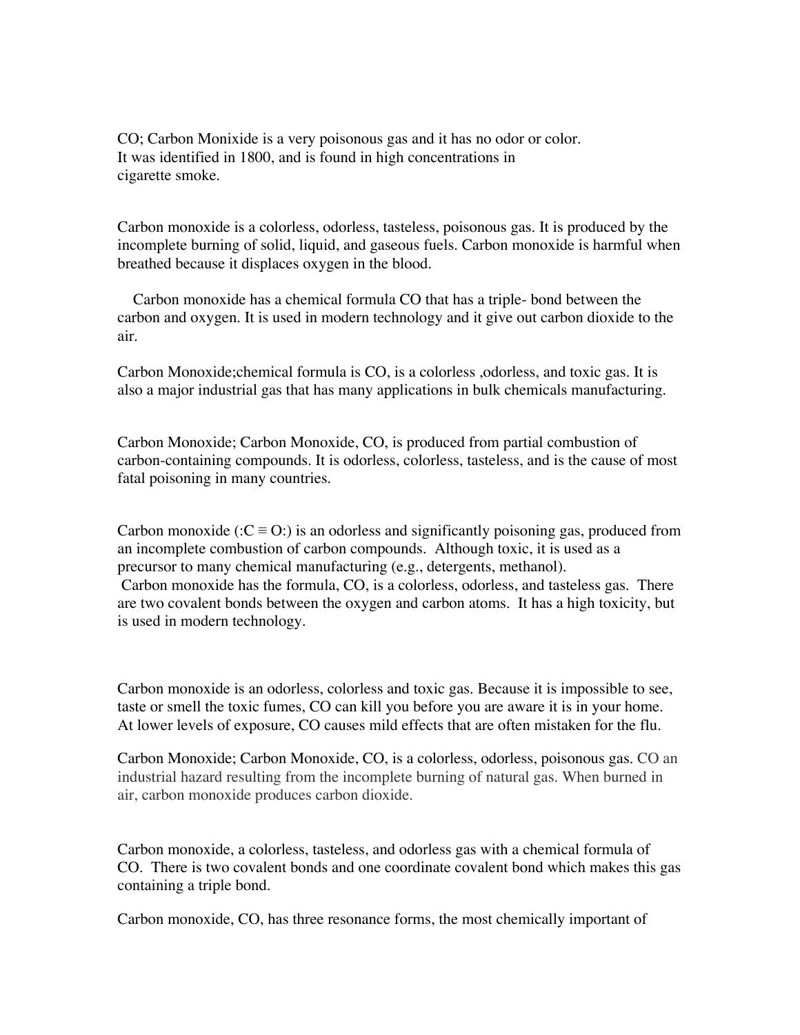CO; Carbon Monixide is a very poisonous gas and it has no odor or color.
It was identified in 1800, and is found in high concentrations in
cigarette smoke.

Carbon monoxide is a colorless, odorless, tasteless, poisonous gas. It is produced by the incomplete burning of solid, liquid, and gaseous fuels. Carbon monoxide is harmful when breathed because it displaces oxygen in the blood.

Carbon monoxide has a chemical formula CO that has a triple- bond between the carbon and oxygen. It is used in modern technology and it give out carbon dioxide to the air.

Carbon Monoxide;chemical formula is CO, is a colorless ,odorless, and toxic gas. It is also a major industrial gas that has many applications in bulk chemicals manufacturing.

Carbon Monoxide; Carbon Monoxide, CO, is produced from partial combustion of carbon-containing compounds. It is odorless, colorless, tasteless, and is the cause of most fatal poisoning in many countries.

Carbon monoxide (:C ≡ O:) is an odorless and significantly poisoning gas, produced from an incomplete combustion of carbon compounds. Although toxic, it is used as a precursor to many chemical manufacturing (e.g., detergents, methanol).
Carbon monoxide has the formula, CO, is a colorless, odorless, and tasteless gas. There are two covalent bonds between the oxygen and carbon atoms. It has a high toxicity, but is used in modern technology.

Carbon monoxide is an odorless, colorless and toxic gas. Because it is impossible to see, taste or smell the toxic fumes, CO can kill you before you are aware it is in your home. At lower levels of exposure, CO causes mild effects that are often mistaken for the flu.

Carbon Monoxide; Carbon Monoxide, CO, is a colorless, odorless, poisonous gas. CO an industrial hazard resulting from the incomplete burning of natural gas. When burned in air, carbon monoxide produces carbon dioxide.

Carbon monoxide, a colorless, tasteless, and odorless gas with a chemical formula of CO. There is two covalent bonds and one coordinate covalent bond which makes this gas containing a triple bond.

Carbon monoxide, CO, has three resonance forms, the most chemically important of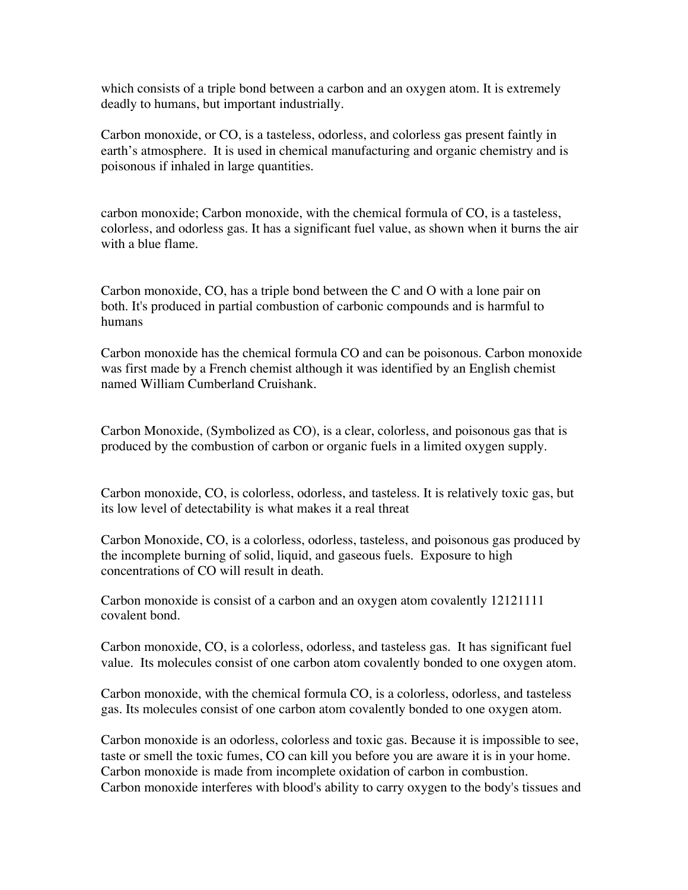which consists of a triple bond between a carbon and an oxygen atom. It is extremely deadly to humans, but important industrially.

Carbon monoxide, or CO, is a tasteless, odorless, and colorless gas present faintly in earth's atmosphere. It is used in chemical manufacturing and organic chemistry and is poisonous if inhaled in large quantities.

carbon monoxide; Carbon monoxide, with the chemical formula of CO, is a tasteless, colorless, and odorless gas. It has a significant fuel value, as shown when it burns the air with a blue flame.

Carbon monoxide, CO, has a triple bond between the C and O with a lone pair on both. It's produced in partial combustion of carbonic compounds and is harmful to humans

Carbon monoxide has the chemical formula CO and can be poisonous. Carbon monoxide was first made by a French chemist although it was identified by an English chemist named William Cumberland Cruishank.

Carbon Monoxide, (Symbolized as CO), is a clear, colorless, and poisonous gas that is produced by the combustion of carbon or organic fuels in a limited oxygen supply.

Carbon monoxide, CO, is colorless, odorless, and tasteless. It is relatively toxic gas, but its low level of detectability is what makes it a real threat

Carbon Monoxide, CO, is a colorless, odorless, tasteless, and poisonous gas produced by the incomplete burning of solid, liquid, and gaseous fuels. Exposure to high concentrations of CO will result in death.

Carbon monoxide is consist of a carbon and an oxygen atom covalently 12121111 covalent bond.

Carbon monoxide, CO, is a colorless, odorless, and tasteless gas. It has significant fuel value. Its molecules consist of one carbon atom covalently bonded to one oxygen atom.

Carbon monoxide, with the chemical formula CO, is a colorless, odorless, and tasteless gas. Its molecules consist of one carbon atom covalently bonded to one oxygen atom.

Carbon monoxide is an odorless, colorless and toxic gas. Because it is impossible to see, taste or smell the toxic fumes, CO can kill you before you are aware it is in your home. Carbon monoxide is made from incomplete oxidation of carbon in combustion. Carbon monoxide interferes with blood's ability to carry oxygen to the body's tissues and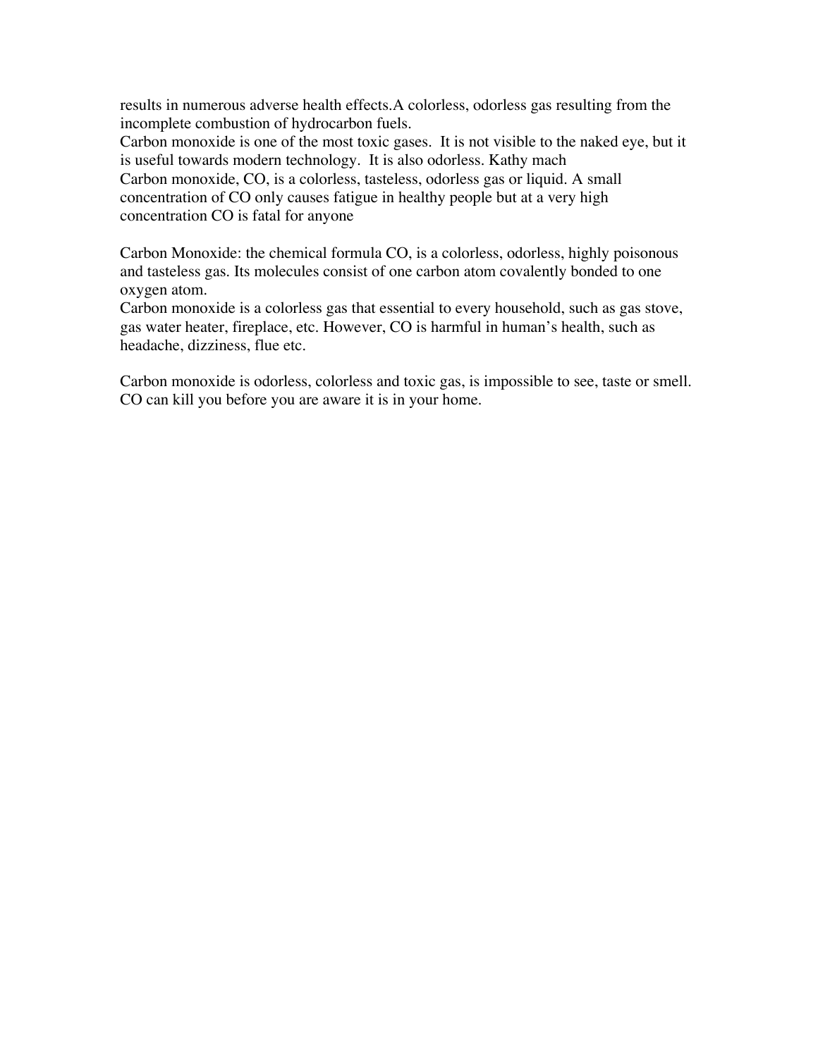results in numerous adverse health effects.A colorless, odorless gas resulting from the incomplete combustion of hydrocarbon fuels.
Carbon monoxide is one of the most toxic gases.  It is not visible to the naked eye, but it is useful towards modern technology.  It is also odorless. Kathy mach
Carbon monoxide, CO, is a colorless, tasteless, odorless gas or liquid. A small concentration of CO only causes fatigue in healthy people but at a very high concentration CO is fatal for anyone

Carbon Monoxide: the chemical formula CO, is a colorless, odorless, highly poisonous and tasteless gas. Its molecules consist of one carbon atom covalently bonded to one oxygen atom.
Carbon monoxide is a colorless gas that essential to every household, such as gas stove, gas water heater, fireplace, etc. However, CO is harmful in human's health, such as headache, dizziness, flue etc.

Carbon monoxide is odorless, colorless and toxic gas, is impossible to see, taste or smell. CO can kill you before you are aware it is in your home.